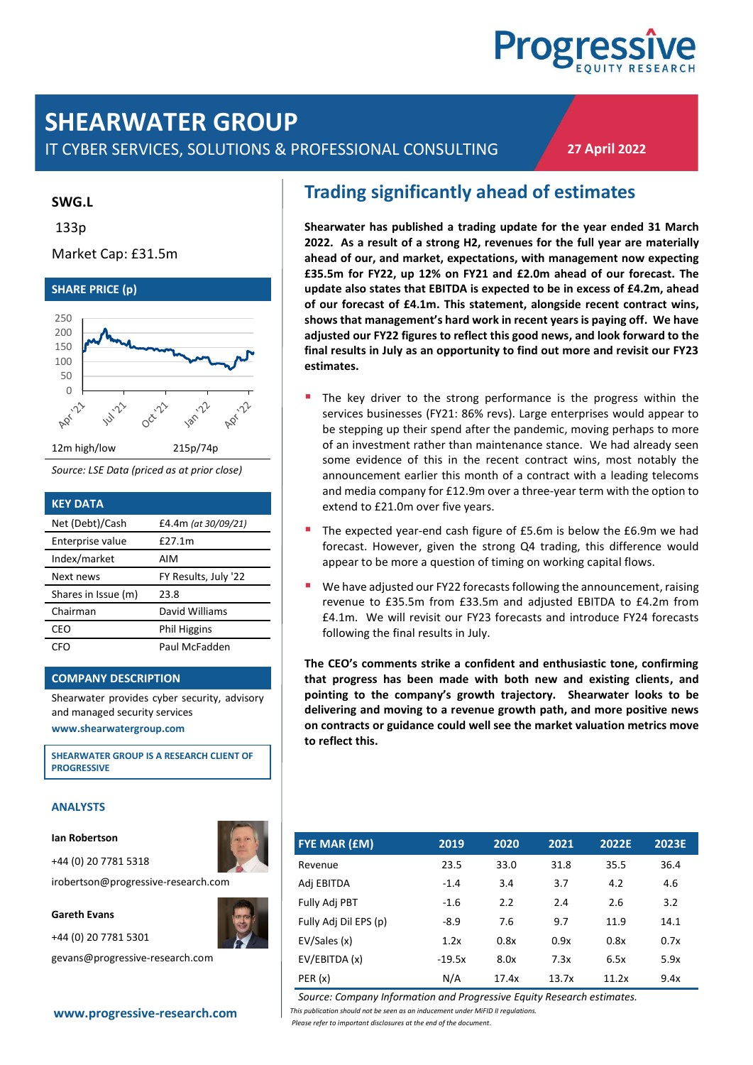# SHEARWATER GROUP

IT CYBER SERVICES, SOLUTIONS & PROFESSIONAL CONSULTING

27 April 2022

**SWG.L**

133p

Market Cap: £31.5m

### SHARE PRICE (p)

| 12m high/low | 215p/74p |
|---|---|

*Source: LSE Data (priced as at prior close)*

### KEY DATA

| | |
|---|---|
| Net (Debt)/Cash | £4.4m *(at 30/09/21)* |
| Enterprise value | £27.1m |
| Index/market | AIM |
| Next news | FY Results, July '22 |
| Shares in Issue (m) | 23.8 |
| Chairman | David Williams |
| CEO | Phil Higgins |
| CFO | Paul McFadden |

### COMPANY DESCRIPTION

Shearwater provides cyber security, advisory and managed security services

**www.shearwatergroup.com**

**SHEARWATER GROUP IS A RESEARCH CLIENT OF PROGRESSIVE**

### ANALYSTS

**Ian Robertson**

+44 (0) 20 7781 5318

irobertson@progressive-research.com

**Gareth Evans**

+44 (0) 20 7781 5301

gevans@progressive-research.com

**www.progressive-research.com**

## Trading significantly ahead of estimates

**Shearwater has published a trading update for the year ended 31 March 2022. As a result of a strong H2, revenues for the full year are materially ahead of our, and market, expectations, with management now expecting £35.5m for FY22, up 12% on FY21 and £2.0m ahead of our forecast. The update also states that EBITDA is expected to be in excess of £4.2m, ahead of our forecast of £4.1m. This statement, alongside recent contract wins, shows that management's hard work in recent years is paying off. We have adjusted our FY22 figures to reflect this good news, and look forward to the final results in July as an opportunity to find out more and revisit our FY23 estimates.**

- The key driver to the strong performance is the progress within the services businesses (FY21: 86% revs). Large enterprises would appear to be stepping up their spend after the pandemic, moving perhaps to more of an investment rather than maintenance stance. We had already seen some evidence of this in the recent contract wins, most notably the announcement earlier this month of a contract with a leading telecoms and media company for £12.9m over a three-year term with the option to extend to £21.0m over five years.
- The expected year-end cash figure of £5.6m is below the £6.9m we had forecast. However, given the strong Q4 trading, this difference would appear to be more a question of timing on working capital flows.
- We have adjusted our FY22 forecasts following the announcement, raising revenue to £35.5m from £33.5m and adjusted EBITDA to £4.2m from £4.1m. We will revisit our FY23 forecasts and introduce FY24 forecasts following the final results in July.

**The CEO's comments strike a confident and enthusiastic tone, confirming that progress has been made with both new and existing clients, and pointing to the company's growth trajectory. Shearwater looks to be delivering and moving to a revenue growth path, and more positive news on contracts or guidance could well see the market valuation metrics move to reflect this.**

| FYE MAR (£M) | 2019 | 2020 | 2021 | 2022E | 2023E |
|---|---|---|---|---|---|
| Revenue | 23.5 | 33.0 | 31.8 | 35.5 | 36.4 |
| Adj EBITDA | -1.4 | 3.4 | 3.7 | 4.2 | 4.6 |
| Fully Adj PBT | -1.6 | 2.2 | 2.4 | 2.6 | 3.2 |
| Fully Adj Dil EPS (p) | -8.9 | 7.6 | 9.7 | 11.9 | 14.1 |
| EV/Sales (x) | 1.2x | 0.8x | 0.9x | 0.8x | 0.7x |
| EV/EBITDA (x) | -19.5x | 8.0x | 7.3x | 6.5x | 5.9x |
| PER (x) | N/A | 17.4x | 13.7x | 11.2x | 9.4x |

*Source: Company Information and Progressive Equity Research estimates.*

*This publication should not be seen as an inducement under MiFID II regulations.*

*Please refer to important disclosures at the end of the document.*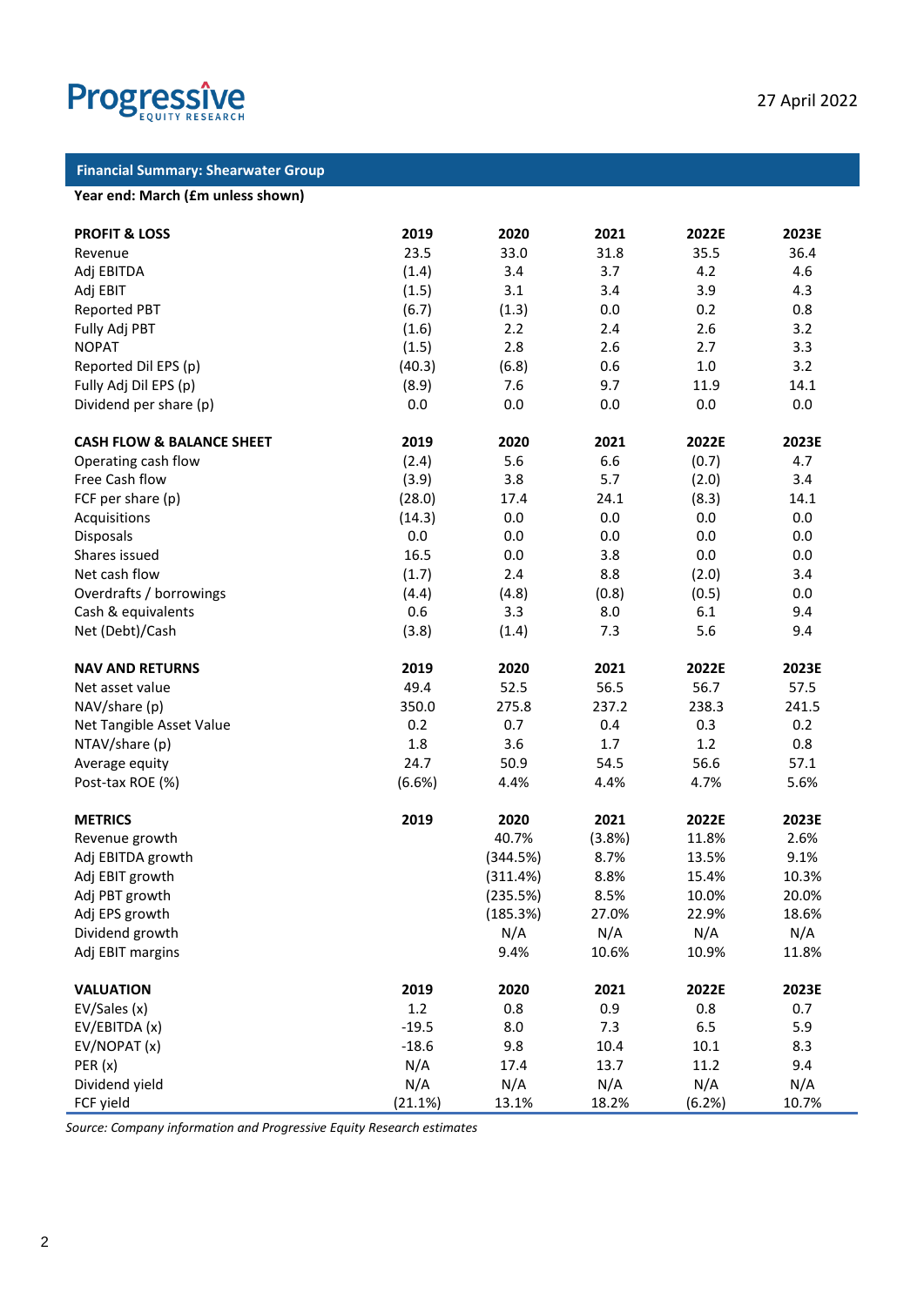27 April 2022

## Financial Summary: Shearwater Group

**Year end: March (£m unless shown)**

| **PROFIT & LOSS** | **2019** | **2020** | **2021** | **2022E** | **2023E** |
|---|---|---|---|---|---|
| Revenue | 23.5 | 33.0 | 31.8 | 35.5 | 36.4 |
| Adj EBITDA | (1.4) | 3.4 | 3.7 | 4.2 | 4.6 |
| Adj EBIT | (1.5) | 3.1 | 3.4 | 3.9 | 4.3 |
| Reported PBT | (6.7) | (1.3) | 0.0 | 0.2 | 0.8 |
| Fully Adj PBT | (1.6) | 2.2 | 2.4 | 2.6 | 3.2 |
| NOPAT | (1.5) | 2.8 | 2.6 | 2.7 | 3.3 |
| Reported Dil EPS (p) | (40.3) | (6.8) | 0.6 | 1.0 | 3.2 |
| Fully Adj Dil EPS (p) | (8.9) | 7.6 | 9.7 | 11.9 | 14.1 |
| Dividend per share (p) | 0.0 | 0.0 | 0.0 | 0.0 | 0.0 |
| | | | | | |
| **CASH FLOW & BALANCE SHEET** | **2019** | **2020** | **2021** | **2022E** | **2023E** |
| Operating cash flow | (2.4) | 5.6 | 6.6 | (0.7) | 4.7 |
| Free Cash flow | (3.9) | 3.8 | 5.7 | (2.0) | 3.4 |
| FCF per share (p) | (28.0) | 17.4 | 24.1 | (8.3) | 14.1 |
| Acquisitions | (14.3) | 0.0 | 0.0 | 0.0 | 0.0 |
| Disposals | 0.0 | 0.0 | 0.0 | 0.0 | 0.0 |
| Shares issued | 16.5 | 0.0 | 3.8 | 0.0 | 0.0 |
| Net cash flow | (1.7) | 2.4 | 8.8 | (2.0) | 3.4 |
| Overdrafts / borrowings | (4.4) | (4.8) | (0.8) | (0.5) | 0.0 |
| Cash & equivalents | 0.6 | 3.3 | 8.0 | 6.1 | 9.4 |
| Net (Debt)/Cash | (3.8) | (1.4) | 7.3 | 5.6 | 9.4 |
| | | | | | |
| **NAV AND RETURNS** | **2019** | **2020** | **2021** | **2022E** | **2023E** |
| Net asset value | 49.4 | 52.5 | 56.5 | 56.7 | 57.5 |
| NAV/share (p) | 350.0 | 275.8 | 237.2 | 238.3 | 241.5 |
| Net Tangible Asset Value | 0.2 | 0.7 | 0.4 | 0.3 | 0.2 |
| NTAV/share (p) | 1.8 | 3.6 | 1.7 | 1.2 | 0.8 |
| Average equity | 24.7 | 50.9 | 54.5 | 56.6 | 57.1 |
| Post-tax ROE (%) | (6.6%) | 4.4% | 4.4% | 4.7% | 5.6% |
| | | | | | |
| **METRICS** | **2019** | **2020** | **2021** | **2022E** | **2023E** |
| Revenue growth | | 40.7% | (3.8%) | 11.8% | 2.6% |
| Adj EBITDA growth | | (344.5%) | 8.7% | 13.5% | 9.1% |
| Adj EBIT growth | | (311.4%) | 8.8% | 15.4% | 10.3% |
| Adj PBT growth | | (235.5%) | 8.5% | 10.0% | 20.0% |
| Adj EPS growth | | (185.3%) | 27.0% | 22.9% | 18.6% |
| Dividend growth | | N/A | N/A | N/A | N/A |
| Adj EBIT margins | | 9.4% | 10.6% | 10.9% | 11.8% |
| | | | | | |
| **VALUATION** | **2019** | **2020** | **2021** | **2022E** | **2023E** |
| EV/Sales (x) | 1.2 | 0.8 | 0.9 | 0.8 | 0.7 |
| EV/EBITDA (x) | -19.5 | 8.0 | 7.3 | 6.5 | 5.9 |
| EV/NOPAT (x) | -18.6 | 9.8 | 10.4 | 10.1 | 8.3 |
| PER (x) | N/A | 17.4 | 13.7 | 11.2 | 9.4 |
| Dividend yield | N/A | N/A | N/A | N/A | N/A |
| FCF yield | (21.1%) | 13.1% | 18.2% | (6.2%) | 10.7% |

*Source: Company information and Progressive Equity Research estimates*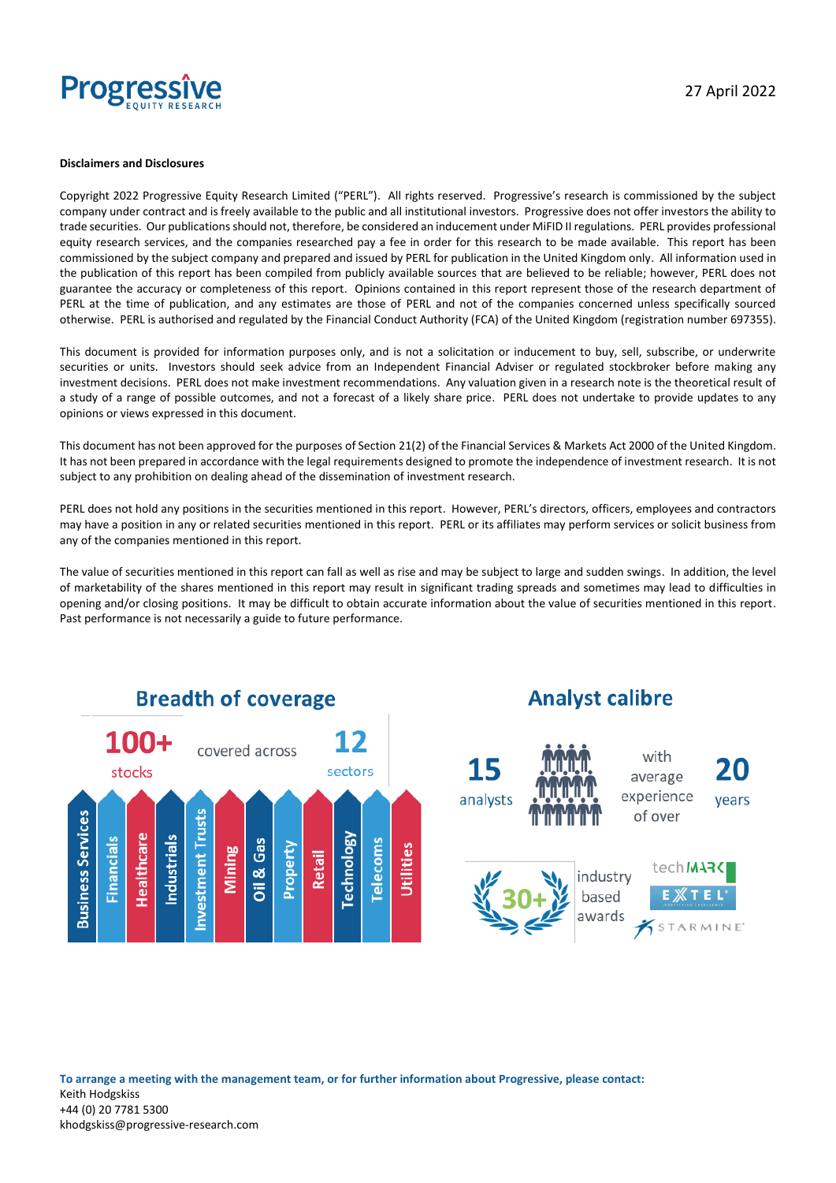Progressive EQUITY RESEARCH

27 April 2022

**Disclaimers and Disclosures**

Copyright 2022 Progressive Equity Research Limited ("PERL"). All rights reserved. Progressive's research is commissioned by the subject company under contract and is freely available to the public and all institutional investors. Progressive does not offer investors the ability to trade securities. Our publications should not, therefore, be considered an inducement under MiFID II regulations. PERL provides professional equity research services, and the companies researched pay a fee in order for this research to be made available. This report has been commissioned by the subject company and prepared and issued by PERL for publication in the United Kingdom only. All information used in the publication of this report has been compiled from publicly available sources that are believed to be reliable; however, PERL does not guarantee the accuracy or completeness of this report. Opinions contained in this report represent those of the research department of PERL at the time of publication, and any estimates are those of PERL and not of the companies concerned unless specifically sourced otherwise. PERL is authorised and regulated by the Financial Conduct Authority (FCA) of the United Kingdom (registration number 697355).

This document is provided for information purposes only, and is not a solicitation or inducement to buy, sell, subscribe, or underwrite securities or units. Investors should seek advice from an Independent Financial Adviser or regulated stockbroker before making any investment decisions. PERL does not make investment recommendations. Any valuation given in a research note is the theoretical result of a study of a range of possible outcomes, and not a forecast of a likely share price. PERL does not undertake to provide updates to any opinions or views expressed in this document.

This document has not been approved for the purposes of Section 21(2) of the Financial Services & Markets Act 2000 of the United Kingdom. It has not been prepared in accordance with the legal requirements designed to promote the independence of investment research. It is not subject to any prohibition on dealing ahead of the dissemination of investment research.

PERL does not hold any positions in the securities mentioned in this report. However, PERL's directors, officers, employees and contractors may have a position in any or related securities mentioned in this report. PERL or its affiliates may perform services or solicit business from any of the companies mentioned in this report.

The value of securities mentioned in this report can fall as well as rise and may be subject to large and sudden swings. In addition, the level of marketability of the shares mentioned in this report may result in significant trading spreads and sometimes may lead to difficulties in opening and/or closing positions. It may be difficult to obtain accurate information about the value of securities mentioned in this report. Past performance is not necessarily a guide to future performance.

## Breadth of coverage

100+ stocks covered across 12 sectors

Business Services
Financials
Healthcare
Industrials
Investment Trusts
Mining
Oil & Gas
Property
Retail
Technology
Telecoms
Utilities

## Analyst calibre

15 analysts with average experience of over 20 years

30+ industry based awards

techMARK
EXTEL
STARMINE

**To arrange a meeting with the management team, or for further information about Progressive, please contact:**
Keith Hodgskiss
+44 (0) 20 7781 5300
khodgskiss@progressive-research.com